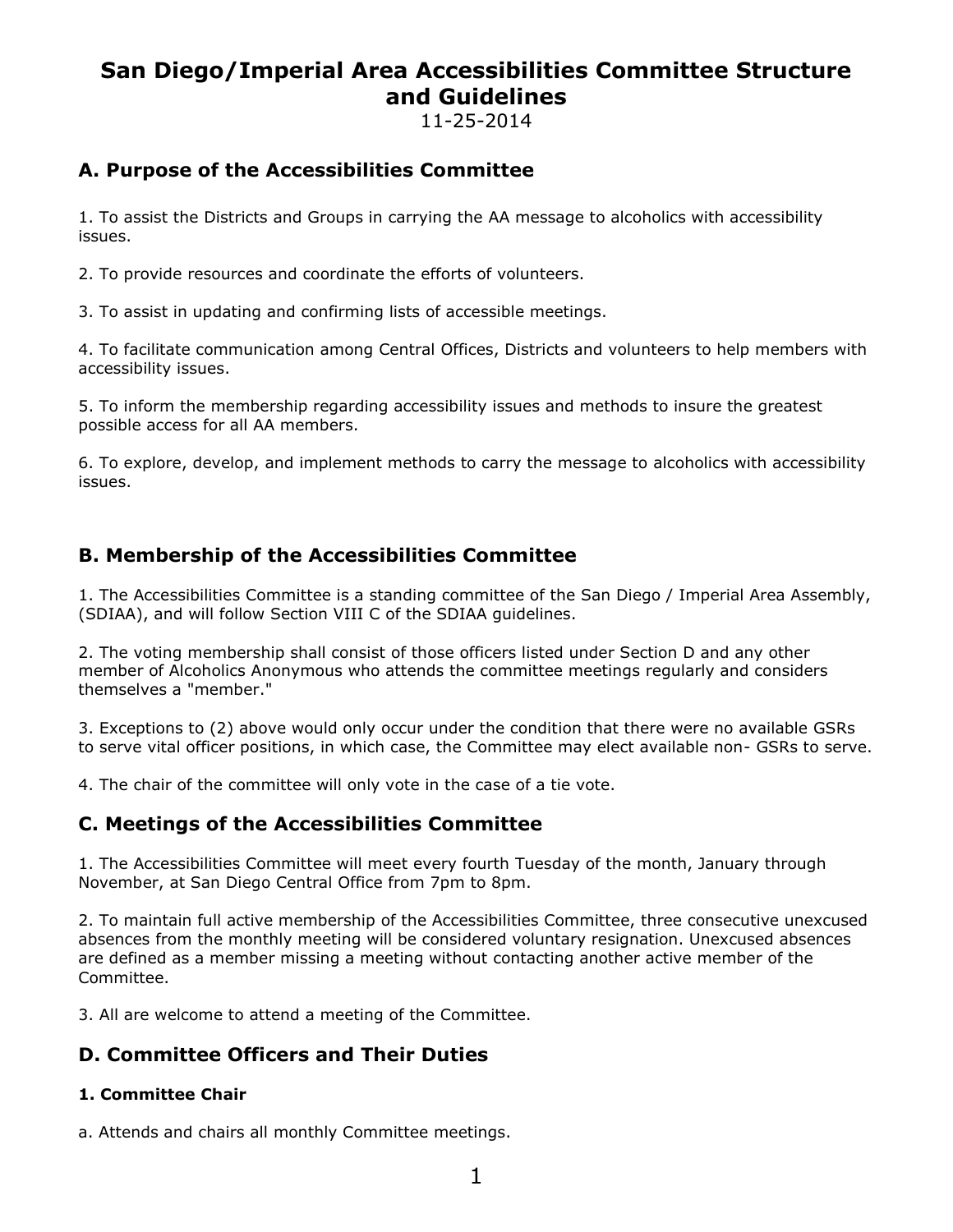# San Diego/Imperial Area Accessibilities Committee Structure and Guidelines

11-25-2014

## A. Purpose of the Accessibilities Committee

1. To assist the Districts and Groups in carrying the AA message to alcoholics with accessibility issues.

2. To provide resources and coordinate the efforts of volunteers.

3. To assist in updating and confirming lists of accessible meetings.

4. To facilitate communication among Central Offices, Districts and volunteers to help members with accessibility issues.

5. To inform the membership regarding accessibility issues and methods to insure the greatest possible access for all AA members.

6. To explore, develop, and implement methods to carry the message to alcoholics with accessibility issues.

## B. Membership of the Accessibilities Committee

1. The Accessibilities Committee is a standing committee of the San Diego / Imperial Area Assembly, (SDIAA), and will follow Section VIII C of the SDIAA guidelines.

2. The voting membership shall consist of those officers listed under Section D and any other member of Alcoholics Anonymous who attends the committee meetings regularly and considers themselves a "member."

3. Exceptions to (2) above would only occur under the condition that there were no available GSRs to serve vital officer positions, in which case, the Committee may elect available non- GSRs to serve.

4. The chair of the committee will only vote in the case of a tie vote.

## C. Meetings of the Accessibilities Committee

1. The Accessibilities Committee will meet every fourth Tuesday of the month, January through November, at San Diego Central Office from 7pm to 8pm.

2. To maintain full active membership of the Accessibilities Committee, three consecutive unexcused absences from the monthly meeting will be considered voluntary resignation. Unexcused absences are defined as a member missing a meeting without contacting another active member of the Committee.

3. All are welcome to attend a meeting of the Committee.

## D. Committee Officers and Their Duties

### 1. Committee Chair

a. Attends and chairs all monthly Committee meetings.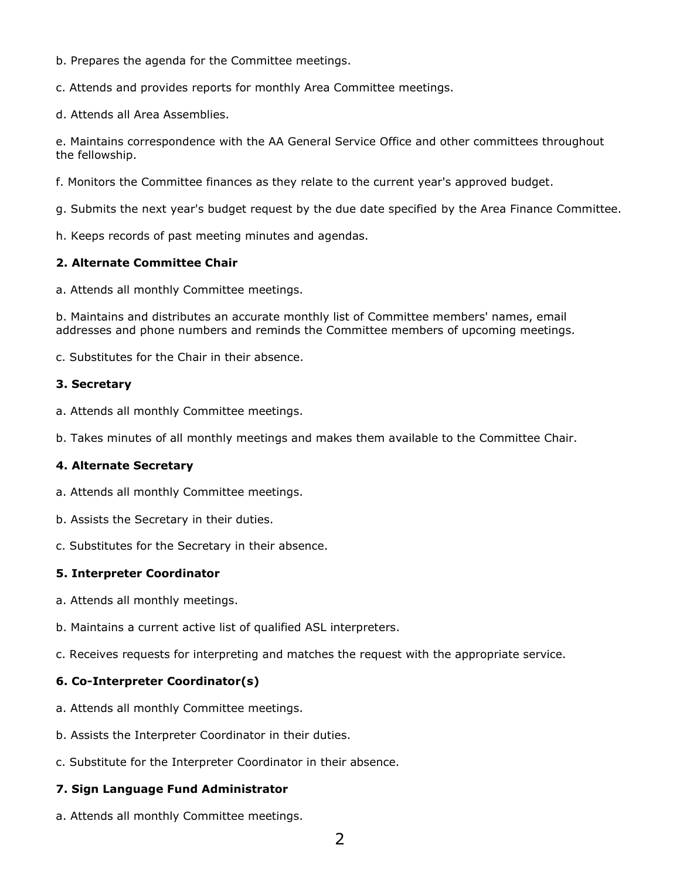b. Prepares the agenda for the Committee meetings.

c. Attends and provides reports for monthly Area Committee meetings.

d. Attends all Area Assemblies.

e. Maintains correspondence with the AA General Service Office and other committees throughout the fellowship.

f. Monitors the Committee finances as they relate to the current year's approved budget.

g. Submits the next year's budget request by the due date specified by the Area Finance Committee.

h. Keeps records of past meeting minutes and agendas.

**2. Alternate Committee Chair**

a. Attends all monthly Committee meetings.

b. Maintains and distributes an accurate monthly list of Committee members' names, email addresses and phone numbers and reminds the Committee members of upcoming meetings.

c. Substitutes for the Chair in their absence.

**3. Secretary**

a. Attends all monthly Committee meetings.

b. Takes minutes of all monthly meetings and makes them available to the Committee Chair.

**4. Alternate Secretary**

a. Attends all monthly Committee meetings.

b. Assists the Secretary in their duties.

c. Substitutes for the Secretary in their absence.

**5. Interpreter Coordinator**

a. Attends all monthly meetings.

b. Maintains a current active list of qualified ASL interpreters.

c. Receives requests for interpreting and matches the request with the appropriate service.

**6. Co-Interpreter Coordinator(s)**

a. Attends all monthly Committee meetings.

b. Assists the Interpreter Coordinator in their duties.

c. Substitute for the Interpreter Coordinator in their absence.

**7. Sign Language Fund Administrator**

a. Attends all monthly Committee meetings.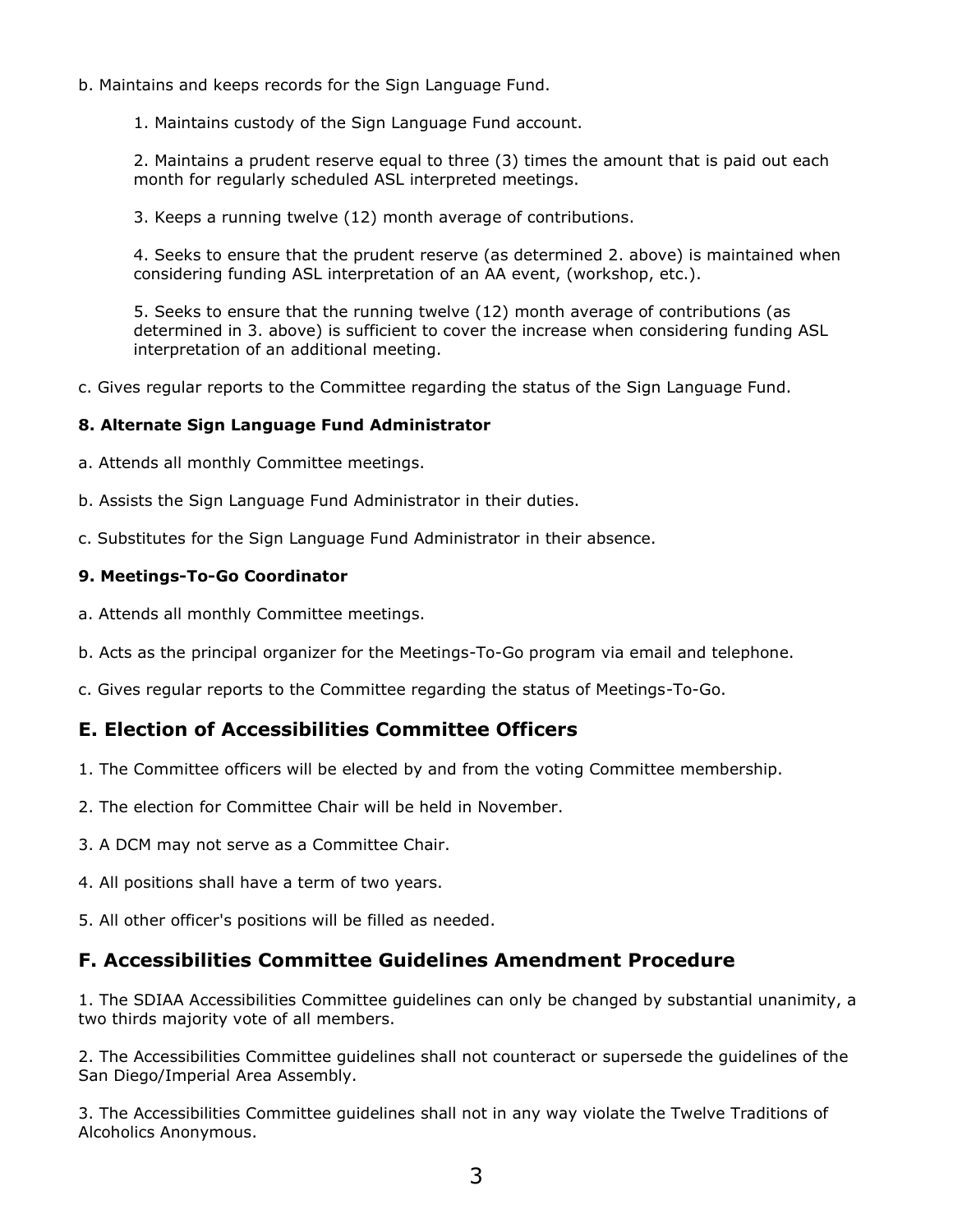b. Maintains and keeps records for the Sign Language Fund.

1. Maintains custody of the Sign Language Fund account.

2. Maintains a prudent reserve equal to three (3) times the amount that is paid out each month for regularly scheduled ASL interpreted meetings.

3. Keeps a running twelve (12) month average of contributions.

4. Seeks to ensure that the prudent reserve (as determined 2. above) is maintained when considering funding ASL interpretation of an AA event, (workshop, etc.).

5. Seeks to ensure that the running twelve (12) month average of contributions (as determined in 3. above) is sufficient to cover the increase when considering funding ASL interpretation of an additional meeting.

c. Gives regular reports to the Committee regarding the status of the Sign Language Fund.

**8. Alternate Sign Language Fund Administrator**

a. Attends all monthly Committee meetings.

b. Assists the Sign Language Fund Administrator in their duties.

c. Substitutes for the Sign Language Fund Administrator in their absence.

**9. Meetings-To-Go Coordinator**

a. Attends all monthly Committee meetings.

b. Acts as the principal organizer for the Meetings-To-Go program via email and telephone.

c. Gives regular reports to the Committee regarding the status of Meetings-To-Go.

## E. Election of Accessibilities Committee Officers

1. The Committee officers will be elected by and from the voting Committee membership.

2. The election for Committee Chair will be held in November.

3. A DCM may not serve as a Committee Chair.

4. All positions shall have a term of two years.

5. All other officer's positions will be filled as needed.

## F. Accessibilities Committee Guidelines Amendment Procedure

1. The SDIAA Accessibilities Committee guidelines can only be changed by substantial unanimity, a two thirds majority vote of all members.

2. The Accessibilities Committee guidelines shall not counteract or supersede the guidelines of the San Diego/Imperial Area Assembly.

3. The Accessibilities Committee guidelines shall not in any way violate the Twelve Traditions of Alcoholics Anonymous.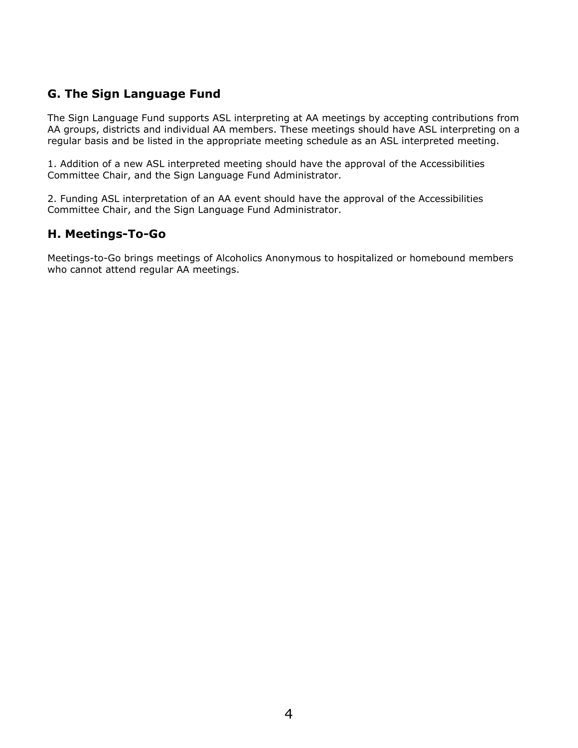## G. The Sign Language Fund

The Sign Language Fund supports ASL interpreting at AA meetings by accepting contributions from AA groups, districts and individual AA members. These meetings should have ASL interpreting on a regular basis and be listed in the appropriate meeting schedule as an ASL interpreted meeting.

1. Addition of a new ASL interpreted meeting should have the approval of the Accessibilities Committee Chair, and the Sign Language Fund Administrator.

2. Funding ASL interpretation of an AA event should have the approval of the Accessibilities Committee Chair, and the Sign Language Fund Administrator.

## H. Meetings-To-Go

Meetings-to-Go brings meetings of Alcoholics Anonymous to hospitalized or homebound members who cannot attend regular AA meetings.